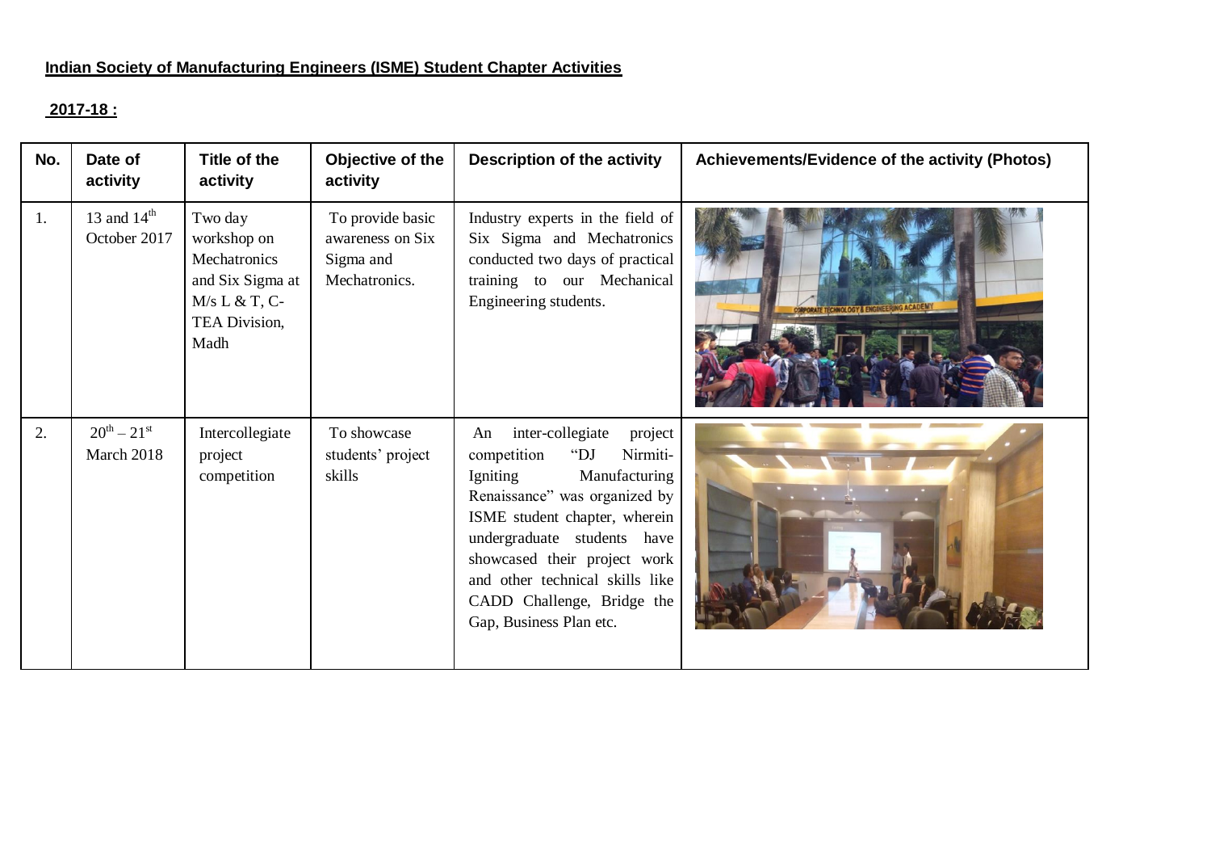**Indian Society of Manufacturing Engineers (ISME) Student Chapter Activities**

**2017-18 :**

| No. | Date of activity | Title of the activity | Objective of the activity | Description of the activity | Achievements/Evidence of the activity (Photos) |
|---|---|---|---|---|---|
| 1. | 13 and 14th October 2017 | Two day workshop on Mechatronics and Six Sigma at M/s L & T, C-TEA Division, Madh | To provide basic awareness on Six Sigma and Mechatronics. | Industry experts in the field of Six Sigma and Mechatronics conducted two days of practical training to our Mechanical Engineering students. | |
| 2. | 20th – 21st March 2018 | Intercollegiate project competition | To showcase students' project skills | An inter-collegiate project competition "DJ Nirmiti- Igniting Manufacturing Renaissance" was organized by ISME student chapter, wherein undergraduate students have showcased their project work and other technical skills like CADD Challenge, Bridge the Gap, Business Plan etc. | |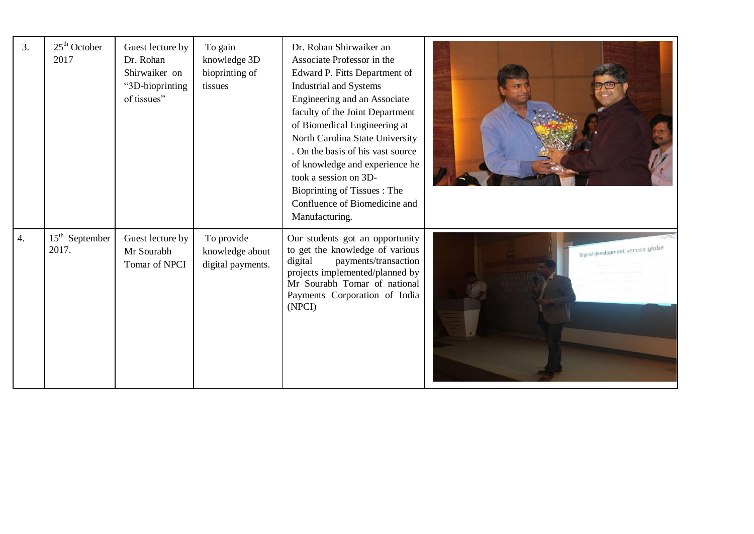| 3. | 25th October 2017 | Guest lecture by Dr. Rohan Shirwaiker on "3D-bioprinting of tissues" | To gain knowledge 3D bioprinting of tissues | Dr. Rohan Shirwaiker an Associate Professor in the Edward P. Fitts Department of Industrial and Systems Engineering and an Associate faculty of the Joint Department of Biomedical Engineering at North Carolina State University . On the basis of his vast source of knowledge and experience he took a session on 3D-Bioprinting of Tissues : The Confluence of Biomedicine and Manufacturing. | |
|---|---|---|---|---|---|
| 4. | 15th September 2017. | Guest lecture by Mr Sourabh Tomar of NPCI | To provide knowledge about digital payments. | Our students got an opportunity to get the knowledge of various digital payments/transaction projects implemented/planned by Mr Sourabh Tomar of national Payments Corporation of India (NPCI) | |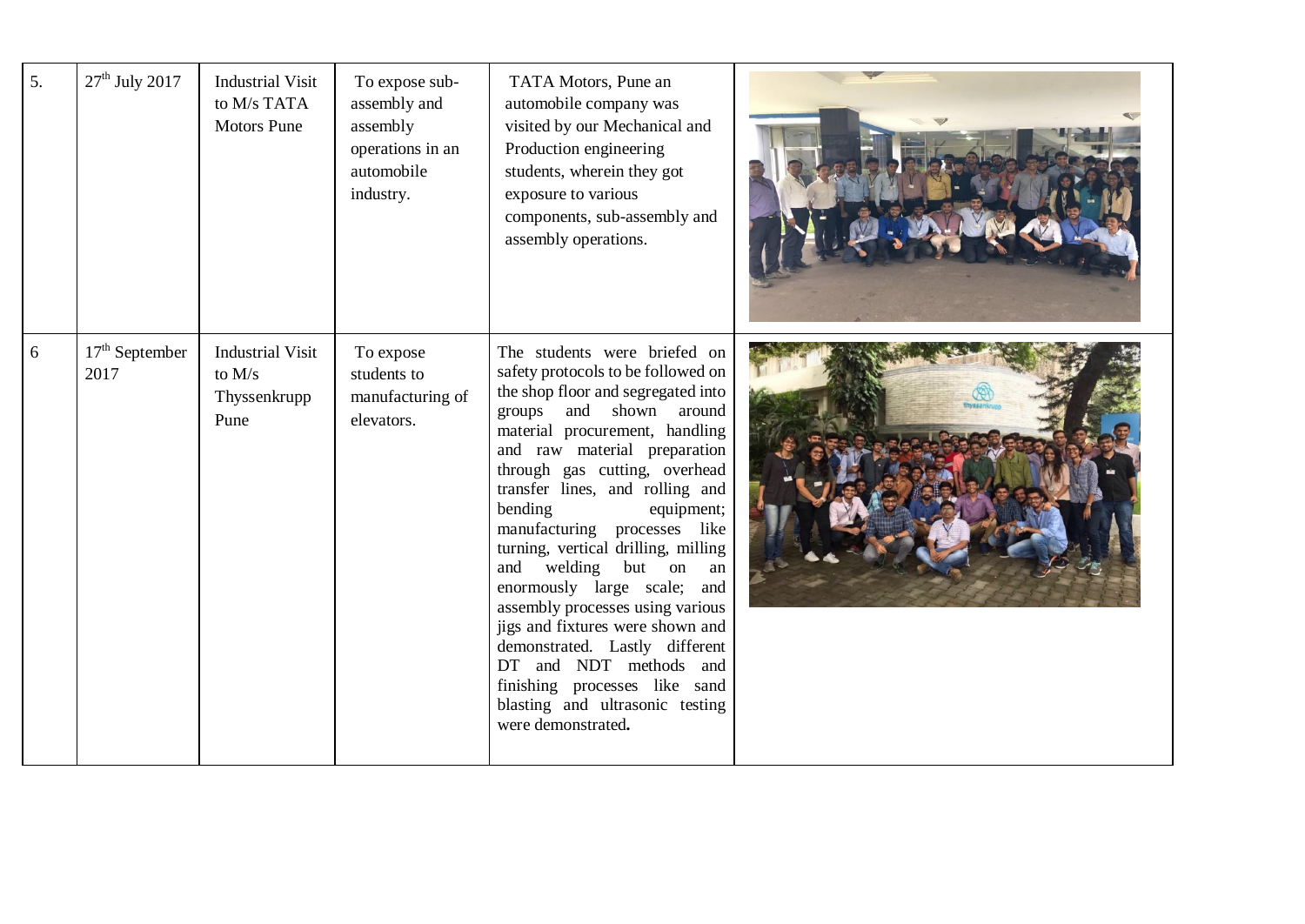| 5. | $27^{th}$ July 2017 | Industrial Visit to M/s TATA Motors Pune | To expose sub-assembly and assembly operations in an automobile industry. | TATA Motors, Pune an automobile company was visited by our Mechanical and Production engineering students, wherein they got exposure to various components, sub-assembly and assembly operations. | |
|---|---|---|---|---|---|
| 6 | $17^{th}$ September 2017 | Industrial Visit to M/s Thyssenkrupp Pune | To expose students to manufacturing of elevators. | The students were briefed on safety protocols to be followed on the shop floor and segregated into groups and shown around material procurement, handling and raw material preparation through gas cutting, overhead transfer lines, and rolling and bending equipment; manufacturing processes like turning, vertical drilling, milling and welding but on an enormously large scale; and assembly processes using various jigs and fixtures were shown and demonstrated. Lastly different DT and NDT methods and finishing processes like sand blasting and ultrasonic testing were demonstrated**.** | |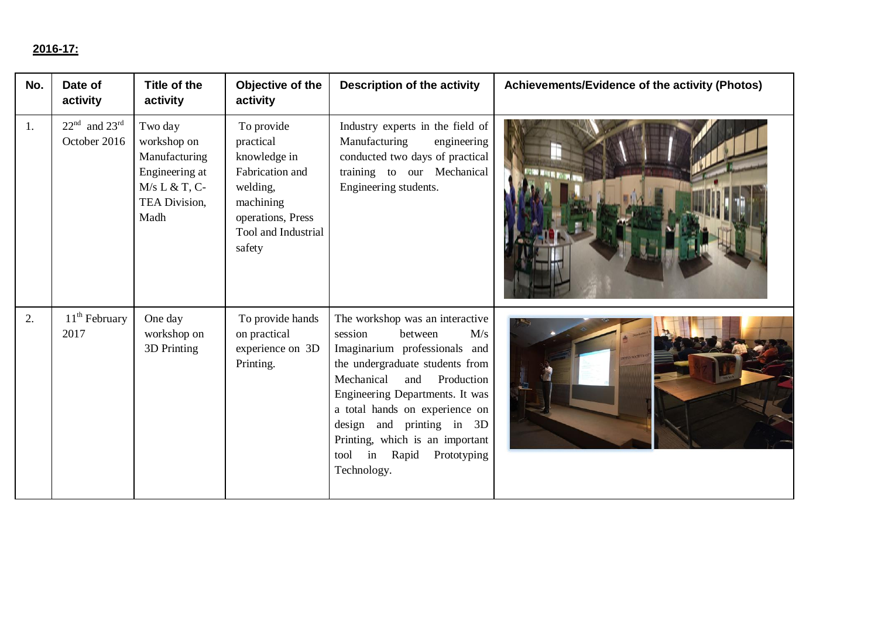**2016-17:**

| No. | Date of activity | Title of the activity | Objective of the activity | Description of the activity | Achievements/Evidence of the activity (Photos) |
|---|---|---|---|---|---|
| 1. | 22nd and 23rd October 2016 | Two day workshop on Manufacturing Engineering at M/s L & T, C-TEA Division, Madh | To provide practical knowledge in Fabrication and welding, machining operations, Press Tool and Industrial safety | Industry experts in the field of Manufacturing engineering conducted two days of practical training to our Mechanical Engineering students. | |
| 2. | 11th February 2017 | One day workshop on 3D Printing | To provide hands on practical experience on 3D Printing. | The workshop was an interactive session between M/s Imaginarium professionals and the undergraduate students from Mechanical and Production Engineering Departments. It was a total hands on experience on design and printing in 3D Printing, which is an important tool in Rapid Prototyping Technology. | |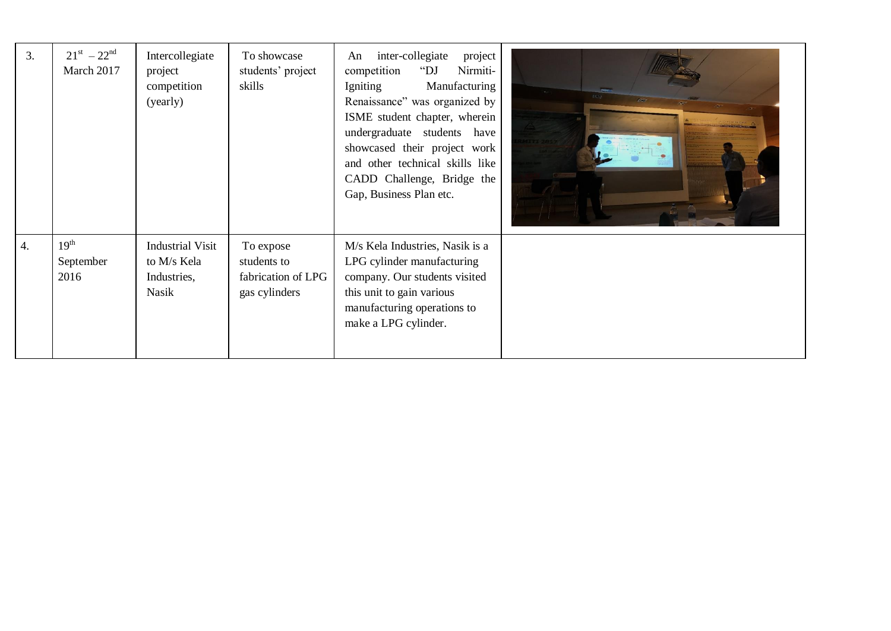| 3. | $21^{st}$ – $22^{nd}$ March 2017 | Intercollegiate project competition (yearly) | To showcase students' project skills | An inter-collegiate project competition "DJ Nirmiti- Igniting Manufacturing Renaissance" was organized by ISME student chapter, wherein undergraduate students have showcased their project work and other technical skills like CADD Challenge, Bridge the Gap, Business Plan etc. | |
|---|---|---|---|---|---|
| 4. | $19^{th}$ September 2016 | Industrial Visit to M/s Kela Industries, Nasik | To expose students to fabrication of LPG gas cylinders | M/s Kela Industries, Nasik is a LPG cylinder manufacturing company. Our students visited this unit to gain various manufacturing operations to make a LPG cylinder. | |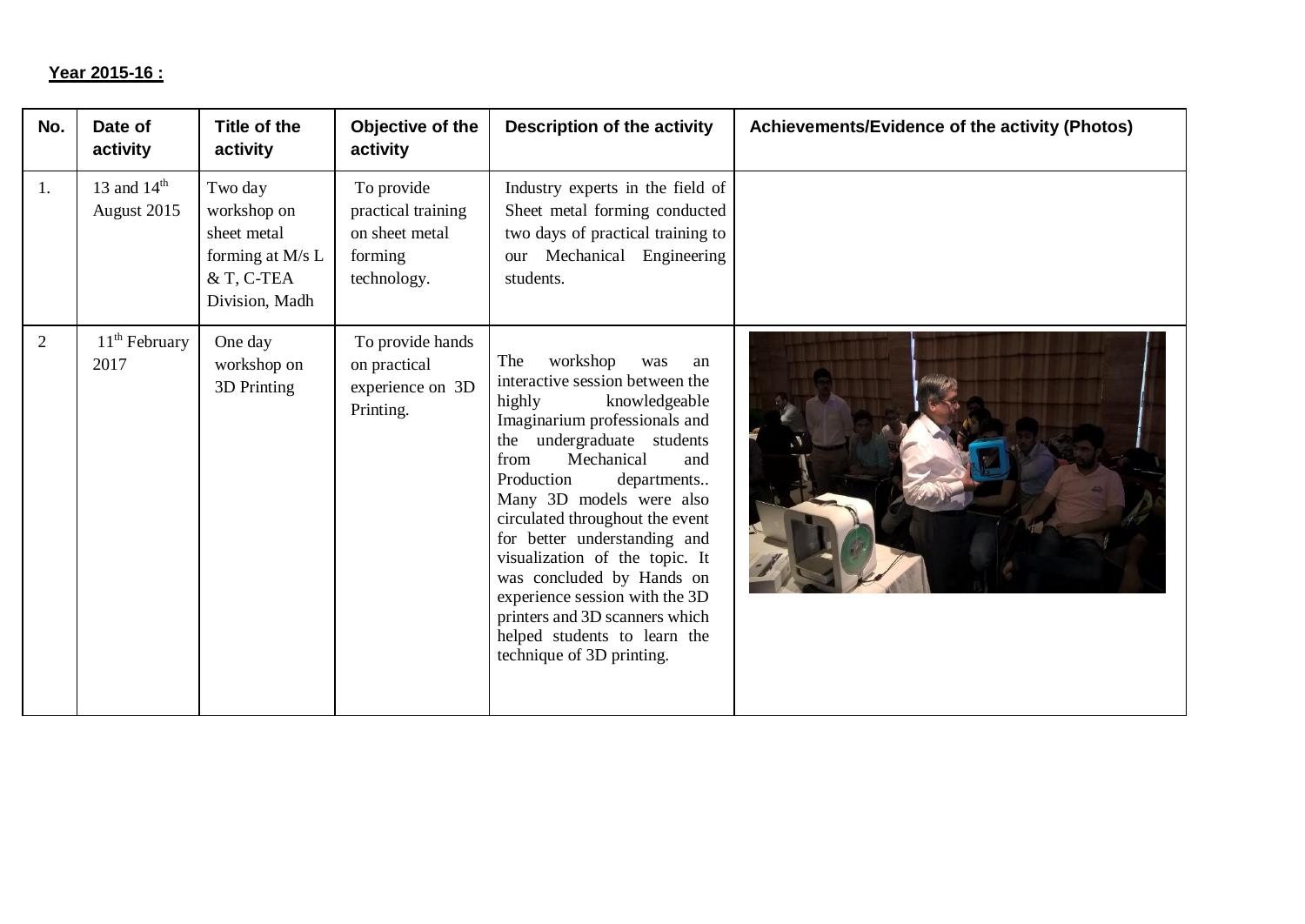**Year 2015-16 :**

| No. | Date of activity | Title of the activity | Objective of the activity | Description of the activity | Achievements/Evidence of the activity (Photos) |
|---|---|---|---|---|---|
| 1. | 13 and 14th August 2015 | Two day workshop on sheet metal forming at M/s L & T, C-TEA Division, Madh | To provide practical training on sheet metal forming technology. | Industry experts in the field of Sheet metal forming conducted two days of practical training to our Mechanical Engineering students. | |
| 2 | 11th February 2017 | One day workshop on 3D Printing | To provide hands on practical experience on 3D Printing. | The workshop was an interactive session between the highly knowledgeable Imaginarium professionals and the undergraduate students from Mechanical and Production departments.. Many 3D models were also circulated throughout the event for better understanding and visualization of the topic. It was concluded by Hands on experience session with the 3D printers and 3D scanners which helped students to learn the technique of 3D printing. | |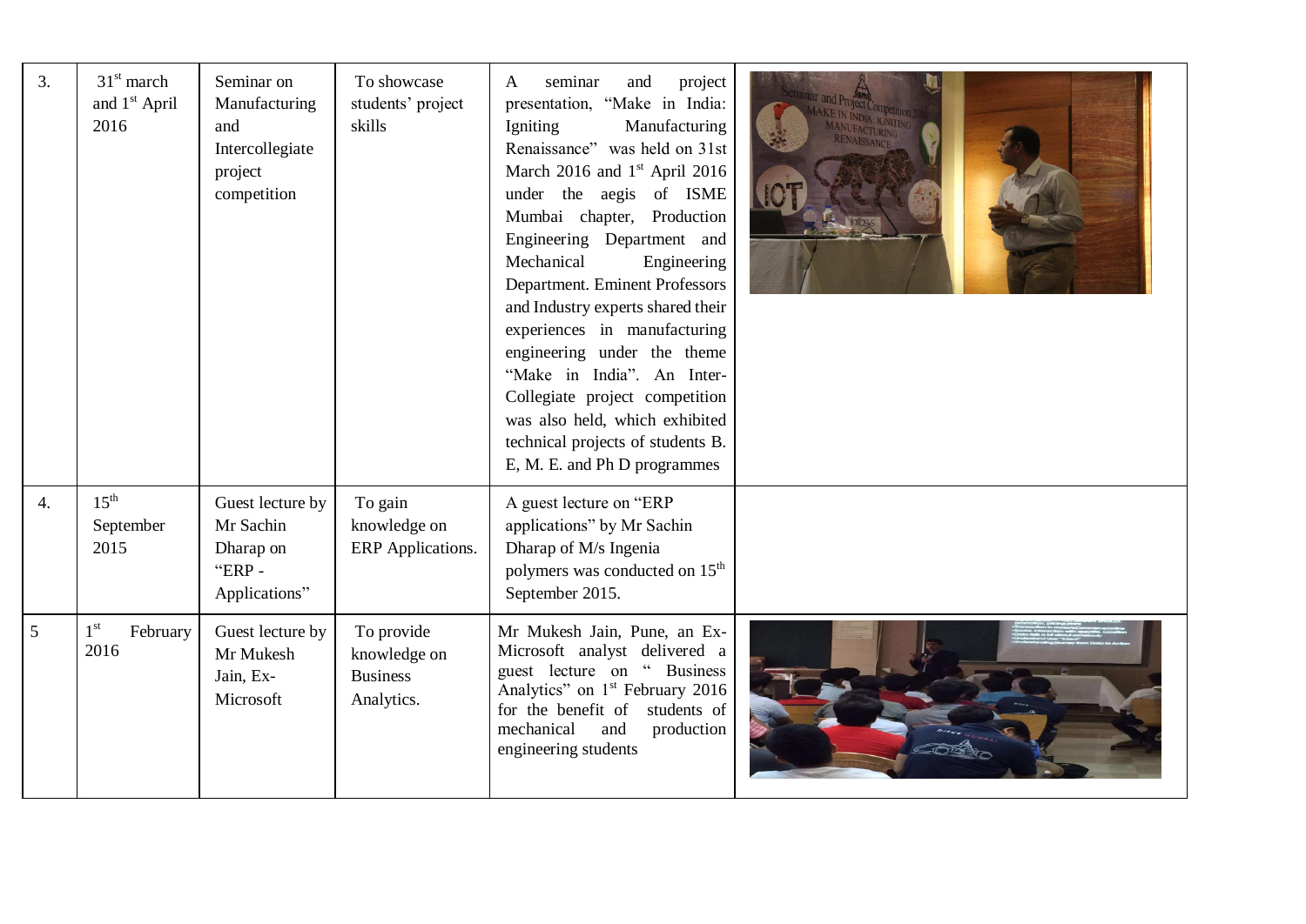| 3. | 31st march and 1st April 2016 | Seminar on Manufacturing and Intercollegiate project competition | To showcase students' project skills | A seminar and project presentation, "Make in India: Igniting Manufacturing Renaissance" was held on 31st March 2016 and 1st April 2016 under the aegis of ISME Mumbai chapter, Production Engineering Department and Mechanical Engineering Department. Eminent Professors and Industry experts shared their experiences in manufacturing engineering under the theme "Make in India". An Inter-Collegiate project competition was also held, which exhibited technical projects of students B. E, M. E. and Ph D programmes | |
|---|---|---|---|---|---|
| 4. | 15th September 2015 | Guest lecture by Mr Sachin Dharap on "ERP - Applications" | To gain knowledge on ERP Applications. | A guest lecture on "ERP applications" by Mr Sachin Dharap of M/s Ingenia polymers was conducted on 15th September 2015. | |
| 5 | 1st February 2016 | Guest lecture by Mr Mukesh Jain, Ex-Microsoft | To provide knowledge on Business Analytics. | Mr Mukesh Jain, Pune, an Ex-Microsoft analyst delivered a guest lecture on " Business Analytics" on 1st February 2016 for the benefit of students of mechanical and production engineering students | |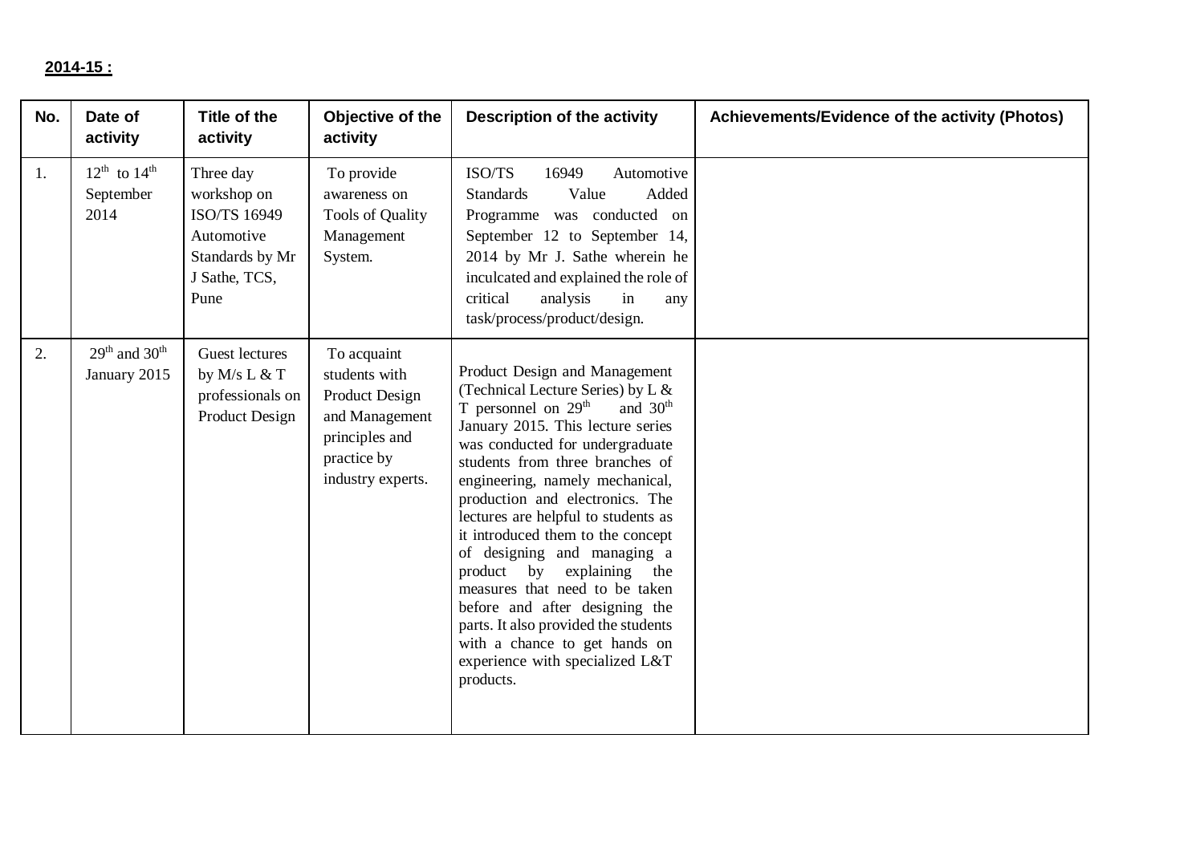**2014-15 :**

| No. | Date of activity | Title of the activity | Objective of the activity | Description of the activity | Achievements/Evidence of the activity (Photos) |
|---|---|---|---|---|---|
| 1. | $12^{th}$ to $14^{th}$ September 2014 | Three day workshop on ISO/TS 16949 Automotive Standards by Mr J Sathe, TCS, Pune | To provide awareness on Tools of Quality Management System. | ISO/TS 16949 Automotive Standards Value Added Programme was conducted on September 12 to September 14, 2014 by Mr J. Sathe wherein he inculcated and explained the role of critical analysis in any task/process/product/design. | |
| 2. | $29^{th}$ and $30^{th}$ January 2015 | Guest lectures by M/s L & T professionals on Product Design | To acquaint students with Product Design and Management principles and practice by industry experts. | Product Design and Management (Technical Lecture Series) by L & T personnel on $29^{th}$ and $30^{th}$ January 2015. This lecture series was conducted for undergraduate students from three branches of engineering, namely mechanical, production and electronics. The lectures are helpful to students as it introduced them to the concept of designing and managing a product by explaining the measures that need to be taken before and after designing the parts. It also provided the students with a chance to get hands on experience with specialized L&T products. | |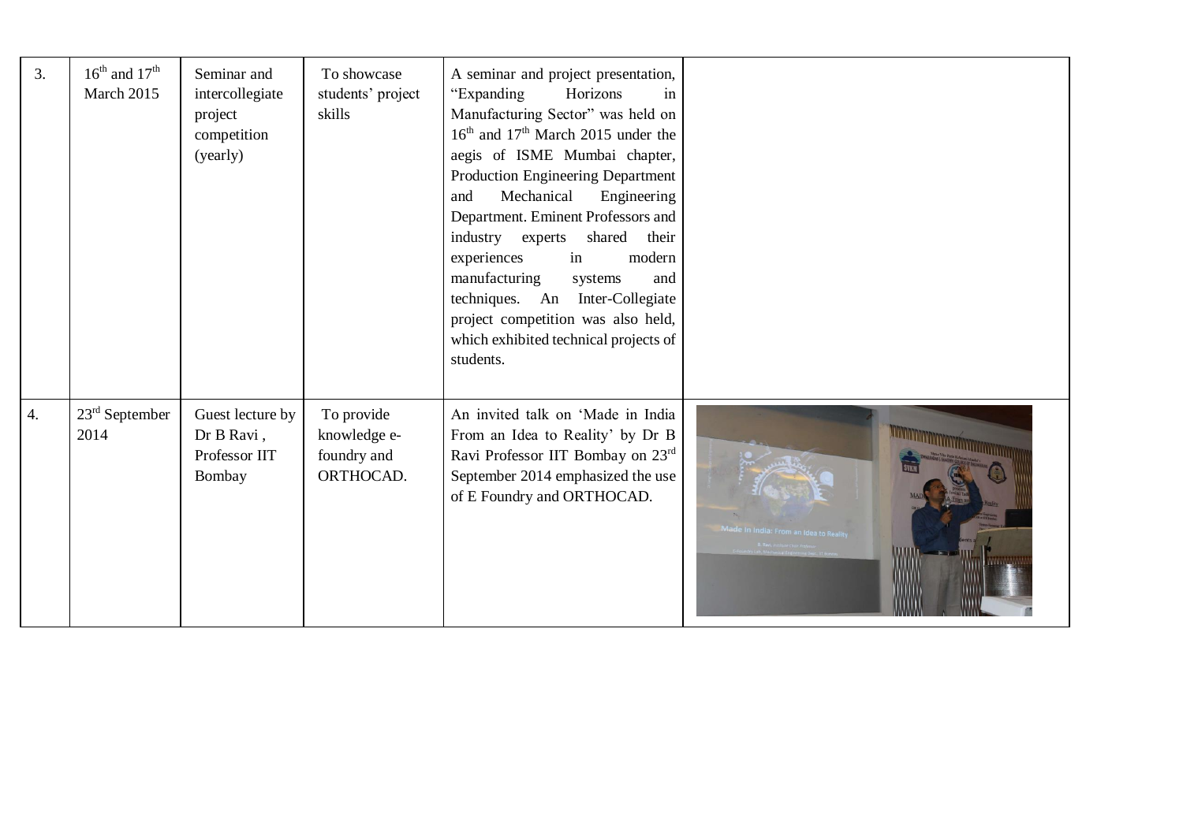| 3. | 16th and 17th March 2015 | Seminar and intercollegiate project competition (yearly) | To showcase students' project skills | A seminar and project presentation, "Expanding Horizons in Manufacturing Sector" was held on 16th and 17th March 2015 under the aegis of ISME Mumbai chapter, Production Engineering Department and Mechanical Engineering Department. Eminent Professors and industry experts shared their experiences in modern manufacturing systems and techniques. An Inter-Collegiate project competition was also held, which exhibited technical projects of students. | |
|---|---|---|---|---|---|
| 4. | 23rd September 2014 | Guest lecture by Dr B Ravi , Professor IIT Bombay | To provide knowledge e-foundry and ORTHOCAD. | An invited talk on 'Made in India From an Idea to Reality' by Dr B Ravi Professor IIT Bombay on 23rd September 2014 emphasized the use of E Foundry and ORTHOCAD. | |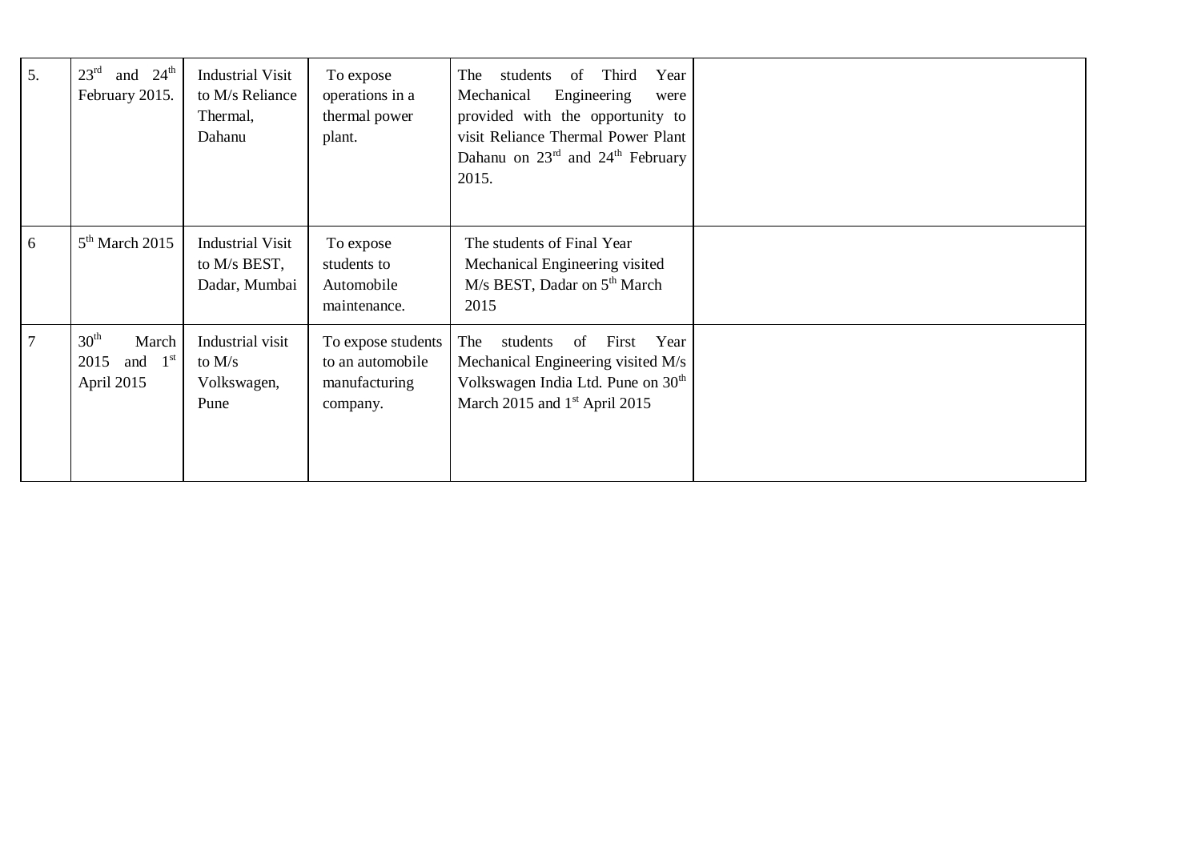| 5. | 23rd and 24th February 2015. | Industrial Visit to M/s Reliance Thermal, Dahanu | To expose operations in a thermal power plant. | The students of Third Year Mechanical Engineering were provided with the opportunity to visit Reliance Thermal Power Plant Dahanu on 23rd and 24th February 2015. | |
|---|---|---|---|---|---|
| 6 | 5th March 2015 | Industrial Visit to M/s BEST, Dadar, Mumbai | To expose students to Automobile maintenance. | The students of Final Year Mechanical Engineering visited M/s BEST, Dadar on 5th March 2015 | |
| 7 | 30th March 2015 and 1st April 2015 | Industrial visit to M/s Volkswagen, Pune | To expose students to an automobile manufacturing company. | The students of First Year Mechanical Engineering visited M/s Volkswagen India Ltd. Pune on 30th March 2015 and 1st April 2015 | |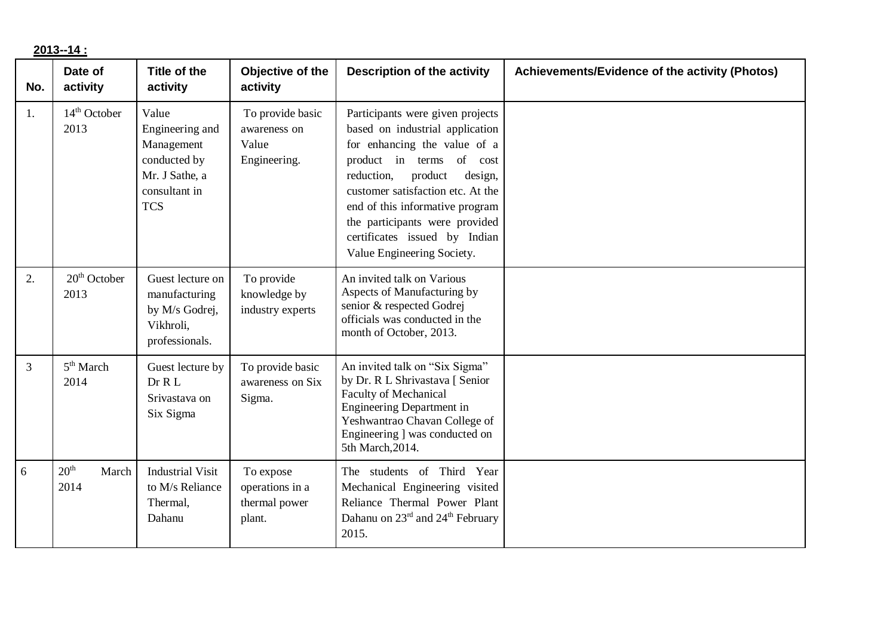**2013--14 :**

| No. | Date of activity | Title of the activity | Objective of the activity | Description of the activity | Achievements/Evidence of the activity (Photos) |
|---|---|---|---|---|---|
| 1. | 14th October 2013 | Value Engineering and Management conducted by Mr. J Sathe, a consultant in TCS | To provide basic awareness on Value Engineering. | Participants were given projects based on industrial application for enhancing the value of a product in terms of cost reduction, product design, customer satisfaction etc. At the end of this informative program the participants were provided certificates issued by Indian Value Engineering Society. | |
| 2. | 20th October 2013 | Guest lecture on manufacturing by M/s Godrej, Vikhroli, professionals. | To provide knowledge by industry experts | An invited talk on Various Aspects of Manufacturing by senior & respected Godrej officials was conducted in the month of October, 2013. | |
| 3 | 5th March 2014 | Guest lecture by Dr R L Srivastava on Six Sigma | To provide basic awareness on Six Sigma. | An invited talk on "Six Sigma" by Dr. R L Shrivastava [ Senior Faculty of Mechanical Engineering Department in Yeshwantrao Chavan College of Engineering ] was conducted on 5th March,2014. | |
| 6 | 20th March 2014 | Industrial Visit to M/s Reliance Thermal, Dahanu | To expose operations in a thermal power plant. | The students of Third Year Mechanical Engineering visited Reliance Thermal Power Plant Dahanu on 23rd and 24th February 2015. | |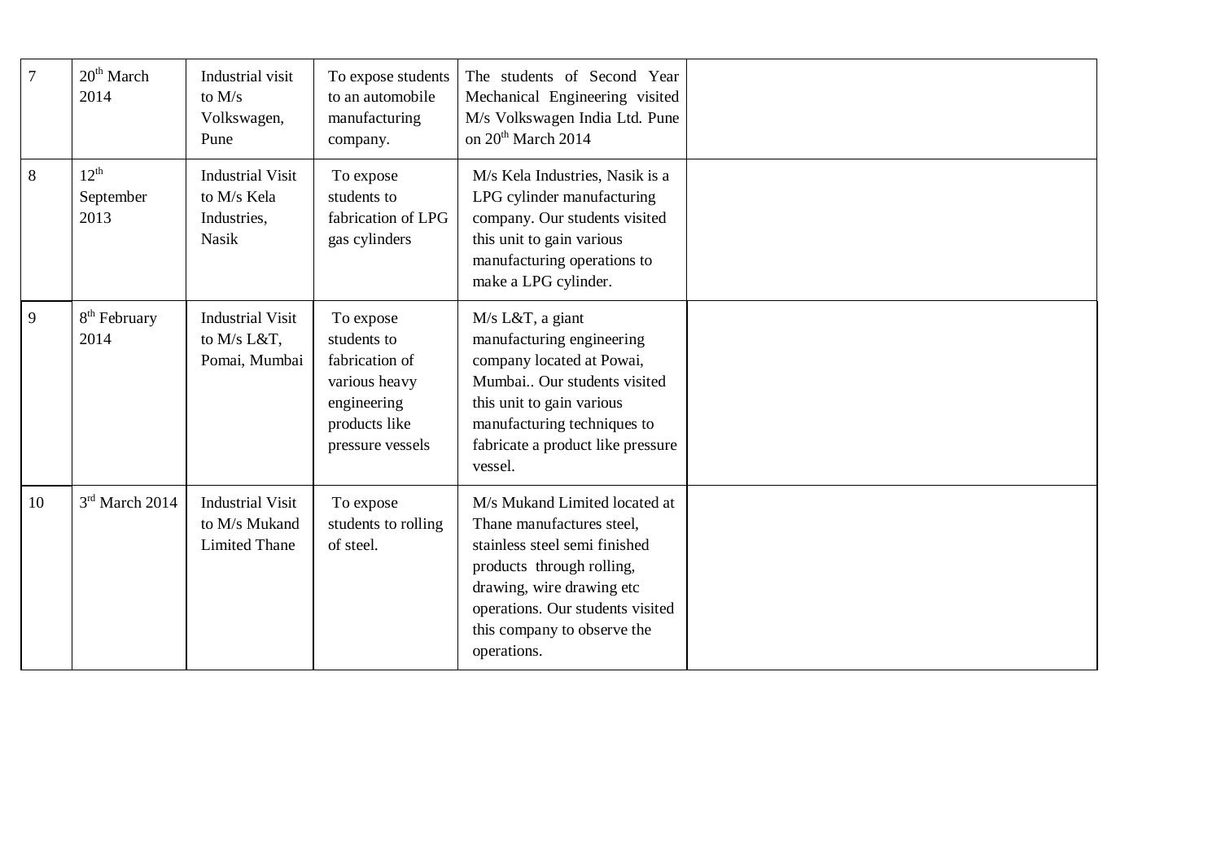| | | | | | |
|---|---|---|---|---|---|
| 7 | 20th March 2014 | Industrial visit to M/s Volkswagen, Pune | To expose students to an automobile manufacturing company. | The students of Second Year Mechanical Engineering visited M/s Volkswagen India Ltd. Pune on 20th March 2014 | |
| 8 | 12th September 2013 | Industrial Visit to M/s Kela Industries, Nasik | To expose students to fabrication of LPG gas cylinders | M/s Kela Industries, Nasik is a LPG cylinder manufacturing company. Our students visited this unit to gain various manufacturing operations to make a LPG cylinder. | |
| 9 | 8th February 2014 | Industrial Visit to M/s L&T, Pomai, Mumbai | To expose students to fabrication of various heavy engineering products like pressure vessels | M/s L&T, a giant manufacturing engineering company located at Powai, Mumbai.. Our students visited this unit to gain various manufacturing techniques to fabricate a product like pressure vessel. | |
| 10 | 3rd March 2014 | Industrial Visit to M/s Mukand Limited Thane | To expose students to rolling of steel. | M/s Mukand Limited located at Thane manufactures steel, stainless steel semi finished products through rolling, drawing, wire drawing etc operations. Our students visited this company to observe the operations. | |